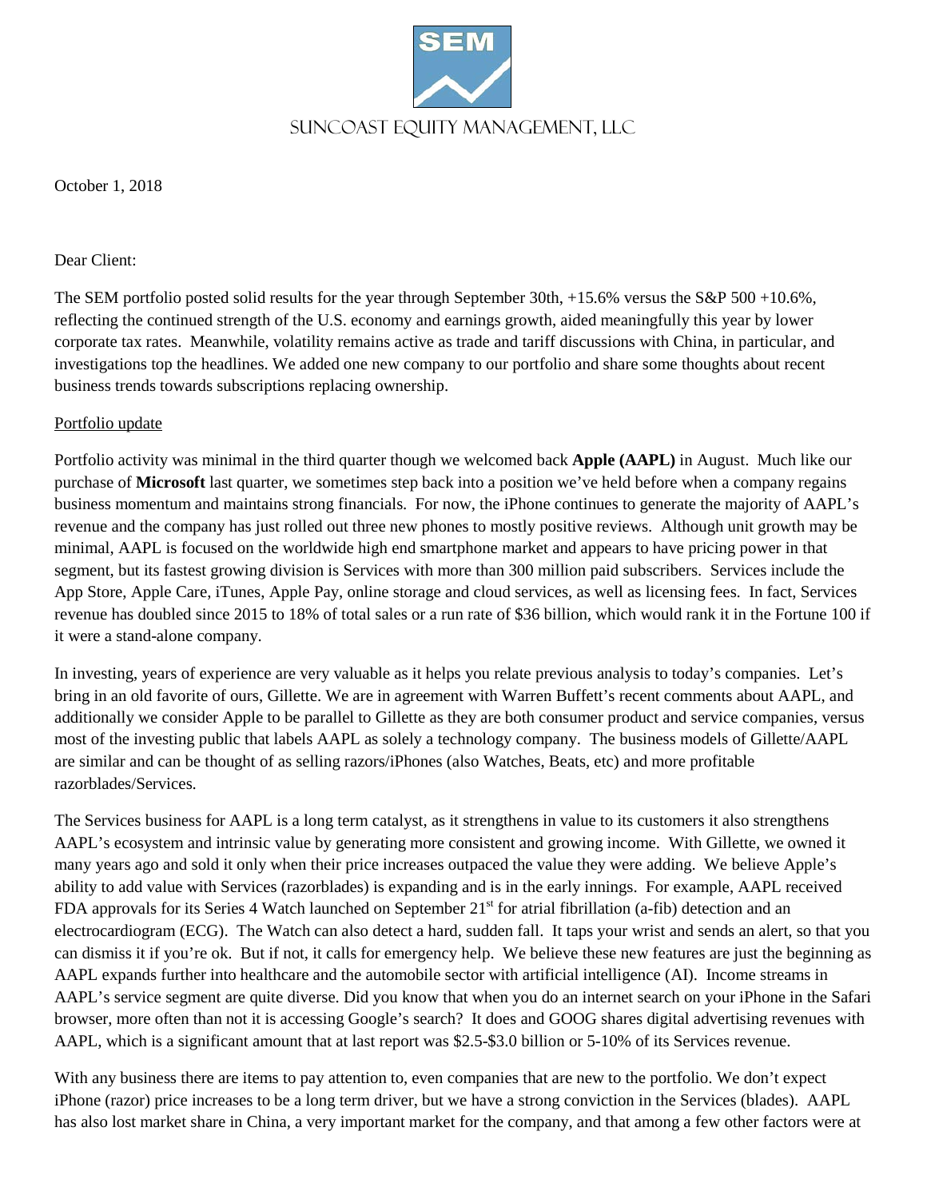# SUNCOAST EQUITY MANAGEMENT, LLC

October 1, 2018

Dear Client:

The SEM portfolio posted solid results for the year through September 30th, +15.6% versus the S&P 500 +10.6%, reflecting the continued strength of the U.S. economy and earnings growth, aided meaningfully this year by lower corporate tax rates. Meanwhile, volatility remains active as trade and tariff discussions with China, in particular, and investigations top the headlines. We added one new company to our portfolio and share some thoughts about recent business trends towards subscriptions replacing ownership.

## Portfolio update

Portfolio activity was minimal in the third quarter though we welcomed back **Apple (AAPL)** in August. Much like our purchase of **Microsoft** last quarter, we sometimes step back into a position we've held before when a company regains business momentum and maintains strong financials. For now, the iPhone continues to generate the majority of AAPL's revenue and the company has just rolled out three new phones to mostly positive reviews. Although unit growth may be minimal, AAPL is focused on the worldwide high end smartphone market and appears to have pricing power in that segment, but its fastest growing division is Services with more than 300 million paid subscribers. Services include the App Store, Apple Care, iTunes, Apple Pay, online storage and cloud services, as well as licensing fees. In fact, Services revenue has doubled since 2015 to 18% of total sales or a run rate of $36 billion, which would rank it in the Fortune 100 if it were a stand-alone company.

In investing, years of experience are very valuable as it helps you relate previous analysis to today's companies. Let's bring in an old favorite of ours, Gillette. We are in agreement with Warren Buffett's recent comments about AAPL, and additionally we consider Apple to be parallel to Gillette as they are both consumer product and service companies, versus most of the investing public that labels AAPL as solely a technology company. The business models of Gillette/AAPL are similar and can be thought of as selling razors/iPhones (also Watches, Beats, etc) and more profitable razorblades/Services.

The Services business for AAPL is a long term catalyst, as it strengthens in value to its customers it also strengthens AAPL's ecosystem and intrinsic value by generating more consistent and growing income. With Gillette, we owned it many years ago and sold it only when their price increases outpaced the value they were adding. We believe Apple's ability to add value with Services (razorblades) is expanding and is in the early innings. For example, AAPL received FDA approvals for its Series 4 Watch launched on September 21st for atrial fibrillation (a-fib) detection and an electrocardiogram (ECG). The Watch can also detect a hard, sudden fall. It taps your wrist and sends an alert, so that you can dismiss it if you're ok. But if not, it calls for emergency help. We believe these new features are just the beginning as AAPL expands further into healthcare and the automobile sector with artificial intelligence (AI). Income streams in AAPL's service segment are quite diverse. Did you know that when you do an internet search on your iPhone in the Safari browser, more often than not it is accessing Google's search? It does and GOOG shares digital advertising revenues with AAPL, which is a significant amount that at last report was $2.5-$3.0 billion or 5-10% of its Services revenue.

With any business there are items to pay attention to, even companies that are new to the portfolio. We don't expect iPhone (razor) price increases to be a long term driver, but we have a strong conviction in the Services (blades). AAPL has also lost market share in China, a very important market for the company, and that among a few other factors were at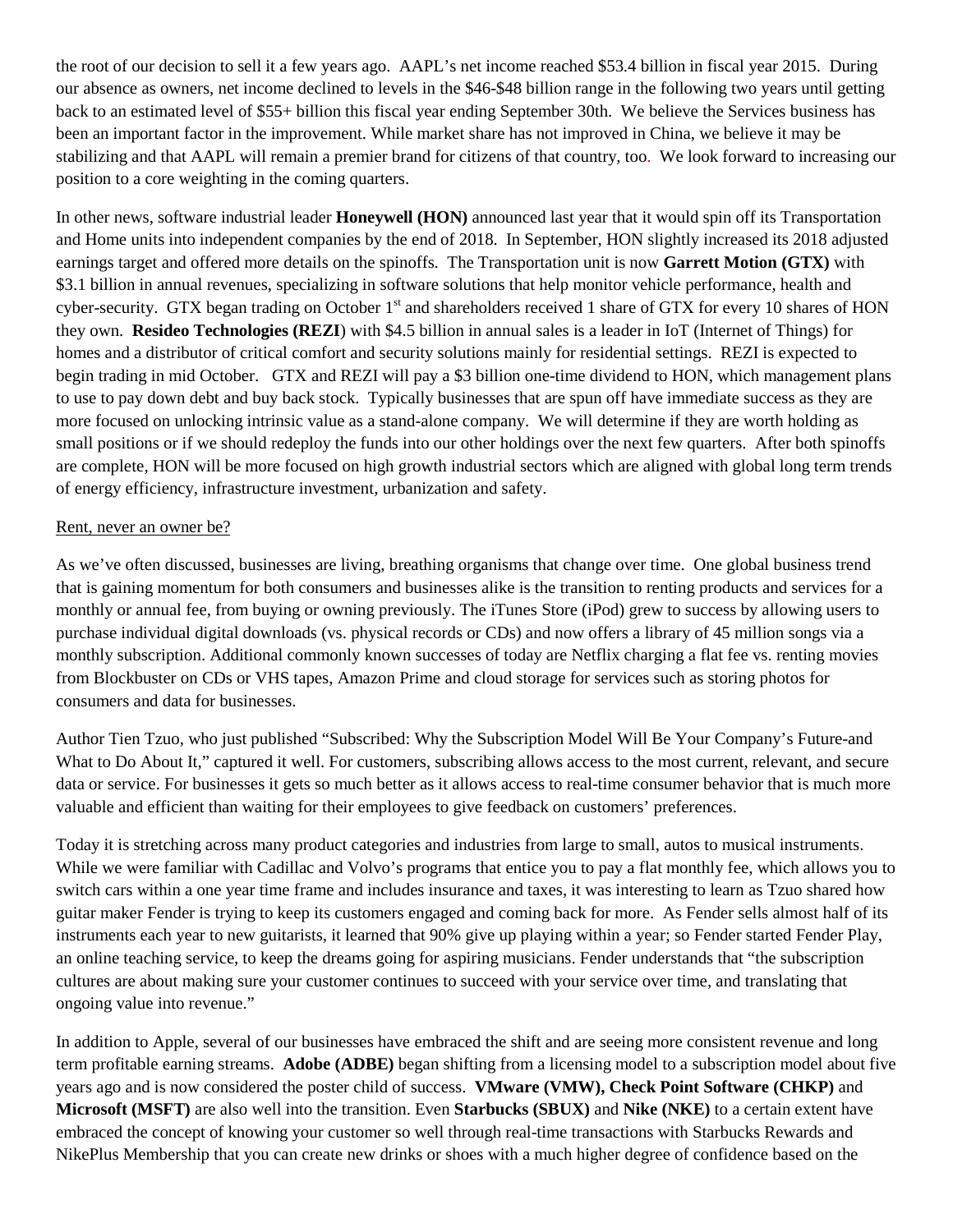the root of our decision to sell it a few years ago. AAPL's net income reached $53.4 billion in fiscal year 2015. During our absence as owners, net income declined to levels in the $46-$48 billion range in the following two years until getting back to an estimated level of $55+ billion this fiscal year ending September 30th. We believe the Services business has been an important factor in the improvement. While market share has not improved in China, we believe it may be stabilizing and that AAPL will remain a premier brand for citizens of that country, too. We look forward to increasing our position to a core weighting in the coming quarters.

In other news, software industrial leader **Honeywell (HON)** announced last year that it would spin off its Transportation and Home units into independent companies by the end of 2018. In September, HON slightly increased its 2018 adjusted earnings target and offered more details on the spinoffs. The Transportation unit is now **Garrett Motion (GTX)** with $3.1 billion in annual revenues, specializing in software solutions that help monitor vehicle performance, health and cyber-security. GTX began trading on October 1st and shareholders received 1 share of GTX for every 10 shares of HON they own. **Resideo Technologies (REZI**) with $4.5 billion in annual sales is a leader in IoT (Internet of Things) for homes and a distributor of critical comfort and security solutions mainly for residential settings. REZI is expected to begin trading in mid October. GTX and REZI will pay a $3 billion one-time dividend to HON, which management plans to use to pay down debt and buy back stock. Typically businesses that are spun off have immediate success as they are more focused on unlocking intrinsic value as a stand-alone company. We will determine if they are worth holding as small positions or if we should redeploy the funds into our other holdings over the next few quarters. After both spinoffs are complete, HON will be more focused on high growth industrial sectors which are aligned with global long term trends of energy efficiency, infrastructure investment, urbanization and safety.

Rent, never an owner be?

As we've often discussed, businesses are living, breathing organisms that change over time. One global business trend that is gaining momentum for both consumers and businesses alike is the transition to renting products and services for a monthly or annual fee, from buying or owning previously. The iTunes Store (iPod) grew to success by allowing users to purchase individual digital downloads (vs. physical records or CDs) and now offers a library of 45 million songs via a monthly subscription. Additional commonly known successes of today are Netflix charging a flat fee vs. renting movies from Blockbuster on CDs or VHS tapes, Amazon Prime and cloud storage for services such as storing photos for consumers and data for businesses.

Author Tien Tzuo, who just published "Subscribed: Why the Subscription Model Will Be Your Company's Future-and What to Do About It," captured it well. For customers, subscribing allows access to the most current, relevant, and secure data or service. For businesses it gets so much better as it allows access to real-time consumer behavior that is much more valuable and efficient than waiting for their employees to give feedback on customers' preferences.

Today it is stretching across many product categories and industries from large to small, autos to musical instruments. While we were familiar with Cadillac and Volvo's programs that entice you to pay a flat monthly fee, which allows you to switch cars within a one year time frame and includes insurance and taxes, it was interesting to learn as Tzuo shared how guitar maker Fender is trying to keep its customers engaged and coming back for more. As Fender sells almost half of its instruments each year to new guitarists, it learned that 90% give up playing within a year; so Fender started Fender Play, an online teaching service, to keep the dreams going for aspiring musicians. Fender understands that "the subscription cultures are about making sure your customer continues to succeed with your service over time, and translating that ongoing value into revenue."

In addition to Apple, several of our businesses have embraced the shift and are seeing more consistent revenue and long term profitable earning streams. **Adobe (ADBE)** began shifting from a licensing model to a subscription model about five years ago and is now considered the poster child of success. **VMware (VMW), Check Point Software (CHKP)** and **Microsoft (MSFT)** are also well into the transition. Even **Starbucks (SBUX)** and **Nike (NKE)** to a certain extent have embraced the concept of knowing your customer so well through real-time transactions with Starbucks Rewards and NikePlus Membership that you can create new drinks or shoes with a much higher degree of confidence based on the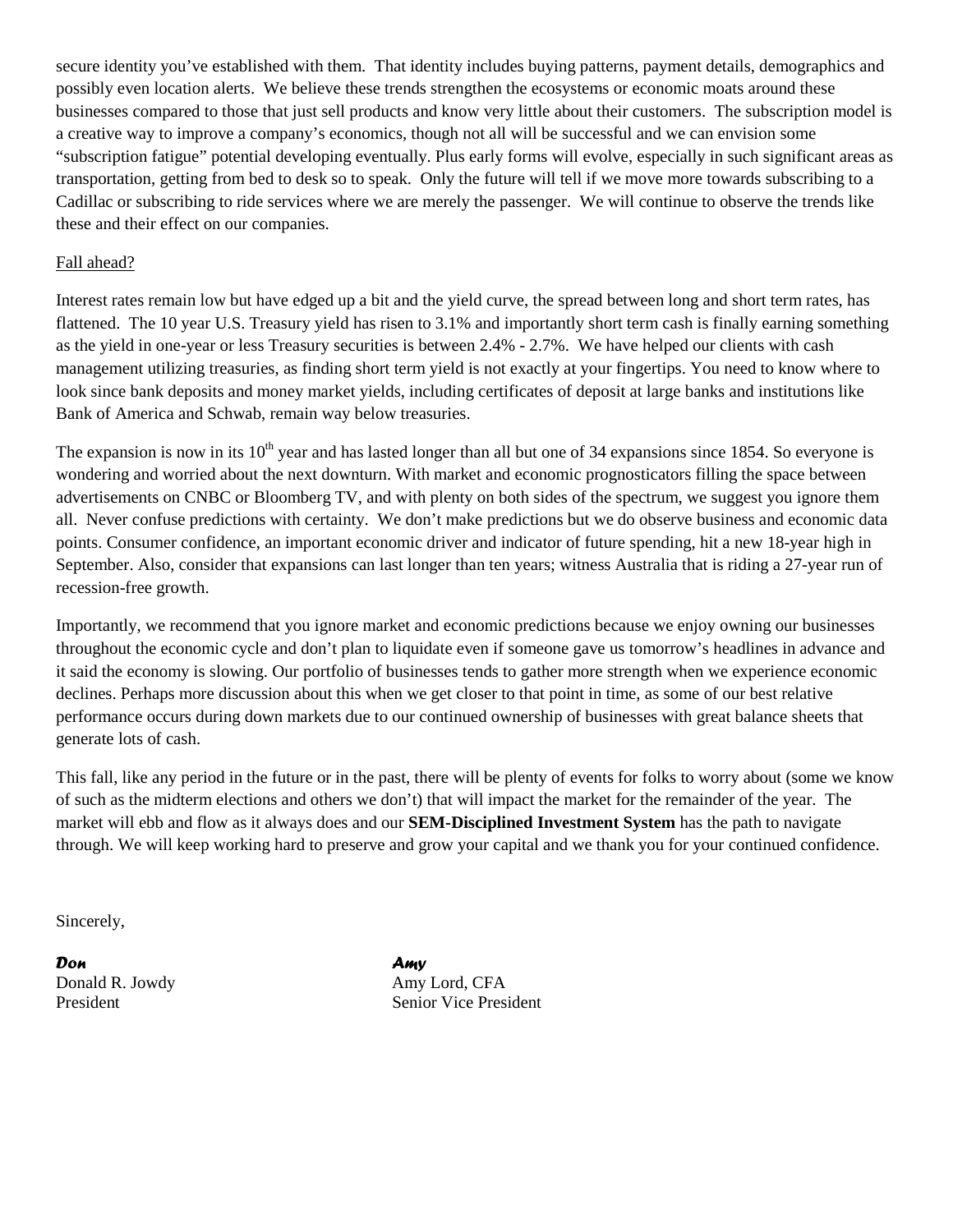secure identity you've established with them. That identity includes buying patterns, payment details, demographics and possibly even location alerts. We believe these trends strengthen the ecosystems or economic moats around these businesses compared to those that just sell products and know very little about their customers. The subscription model is a creative way to improve a company's economics, though not all will be successful and we can envision some "subscription fatigue" potential developing eventually. Plus early forms will evolve, especially in such significant areas as transportation, getting from bed to desk so to speak. Only the future will tell if we move more towards subscribing to a Cadillac or subscribing to ride services where we are merely the passenger. We will continue to observe the trends like these and their effect on our companies.

Fall ahead?

Interest rates remain low but have edged up a bit and the yield curve, the spread between long and short term rates, has flattened. The 10 year U.S. Treasury yield has risen to 3.1% and importantly short term cash is finally earning something as the yield in one-year or less Treasury securities is between 2.4% - 2.7%. We have helped our clients with cash management utilizing treasuries, as finding short term yield is not exactly at your fingertips. You need to know where to look since bank deposits and money market yields, including certificates of deposit at large banks and institutions like Bank of America and Schwab, remain way below treasuries.

The expansion is now in its 10th year and has lasted longer than all but one of 34 expansions since 1854. So everyone is wondering and worried about the next downturn. With market and economic prognosticators filling the space between advertisements on CNBC or Bloomberg TV, and with plenty on both sides of the spectrum, we suggest you ignore them all. Never confuse predictions with certainty. We don't make predictions but we do observe business and economic data points. Consumer confidence, an important economic driver and indicator of future spending, hit a new 18-year high in September. Also, consider that expansions can last longer than ten years; witness Australia that is riding a 27-year run of recession-free growth.

Importantly, we recommend that you ignore market and economic predictions because we enjoy owning our businesses throughout the economic cycle and don't plan to liquidate even if someone gave us tomorrow's headlines in advance and it said the economy is slowing. Our portfolio of businesses tends to gather more strength when we experience economic declines. Perhaps more discussion about this when we get closer to that point in time, as some of our best relative performance occurs during down markets due to our continued ownership of businesses with great balance sheets that generate lots of cash.

This fall, like any period in the future or in the past, there will be plenty of events for folks to worry about (some we know of such as the midterm elections and others we don't) that will impact the market for the remainder of the year. The market will ebb and flow as it always does and our **SEM-Disciplined Investment System** has the path to navigate through. We will keep working hard to preserve and grow your capital and we thank you for your continued confidence.

Sincerely,

***Don***
Donald R. Jowdy
President

***Amy***
Amy Lord, CFA
Senior Vice President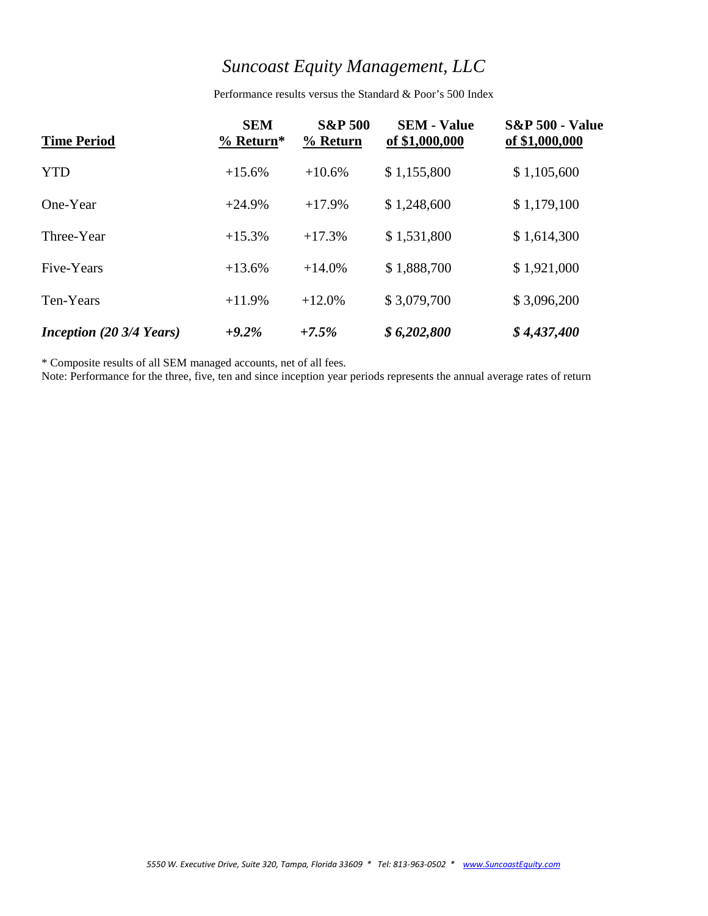# *Suncoast Equity Management, LLC*

Performance results versus the Standard & Poor's 500 Index

| Time Period | SEM % Return* | S&P 500 % Return | SEM - Value of $1,000,000 | S&P 500 - Value of $1,000,000 |
|---|---|---|---|---|
| YTD | +15.6% | +10.6% | $ 1,155,800 | $ 1,105,600 |
| One-Year | +24.9% | +17.9% | $ 1,248,600 | $ 1,179,100 |
| Three-Year | +15.3% | +17.3% | $ 1,531,800 | $ 1,614,300 |
| Five-Years | +13.6% | +14.0% | $ 1,888,700 | $ 1,921,000 |
| Ten-Years | +11.9% | +12.0% | $ 3,079,700 | $ 3,096,200 |
| ***Inception (20 3/4 Years)*** | ***+9.2%*** | ***+7.5%*** | ***$ 6,202,800*** | ***$ 4,437,400*** |

* Composite results of all SEM managed accounts, net of all fees.

Note: Performance for the three, five, ten and since inception year periods represents the annual average rates of return

*5550 W. Executive Drive, Suite 320, Tampa, Florida 33609 * Tel: 813-963-0502 * www.SuncoastEquity.com*